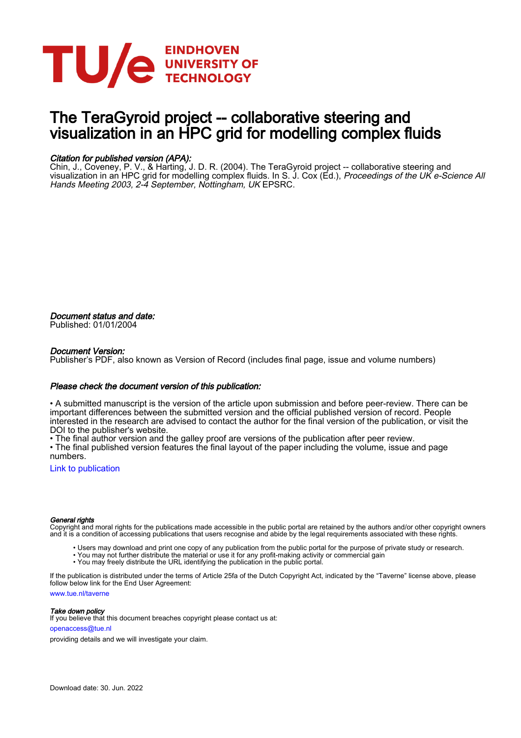EINDHOVEN UNIVERSITY OF TECHNOLOGY

# The TeraGyroid project -- collaborative steering and visualization in an HPC grid for modelling complex fluids

***Citation for published version (APA):***

Chin, J., Coveney, P. V., & Harting, J. D. R. (2004). The TeraGyroid project -- collaborative steering and visualization in an HPC grid for modelling complex fluids. In S. J. Cox (Ed.), *Proceedings of the UK e-Science All Hands Meeting 2003, 2-4 September, Nottingham, UK* EPSRC.

***Document status and date:***

Published: 01/01/2004

***Document Version:***

Publisher's PDF, also known as Version of Record (includes final page, issue and volume numbers)

***Please check the document version of this publication:***

• A submitted manuscript is the version of the article upon submission and before peer-review. There can be important differences between the submitted version and the official published version of record. People interested in the research are advised to contact the author for the final version of the publication, or visit the DOI to the publisher's website.

• The final author version and the galley proof are versions of the publication after peer review.

• The final published version features the final layout of the paper including the volume, issue and page numbers.

Link to publication

***General rights***

Copyright and moral rights for the publications made accessible in the public portal are retained by the authors and/or other copyright owners and it is a condition of accessing publications that users recognise and abide by the legal requirements associated with these rights.

- Users may download and print one copy of any publication from the public portal for the purpose of private study or research.
- You may not further distribute the material or use it for any profit-making activity or commercial gain
- You may freely distribute the URL identifying the publication in the public portal.

If the publication is distributed under the terms of Article 25fa of the Dutch Copyright Act, indicated by the "Taverne" license above, please follow below link for the End User Agreement:

www.tue.nl/taverne

***Take down policy***

If you believe that this document breaches copyright please contact us at:

openaccess@tue.nl

providing details and we will investigate your claim.

Download date: 30. Jun. 2022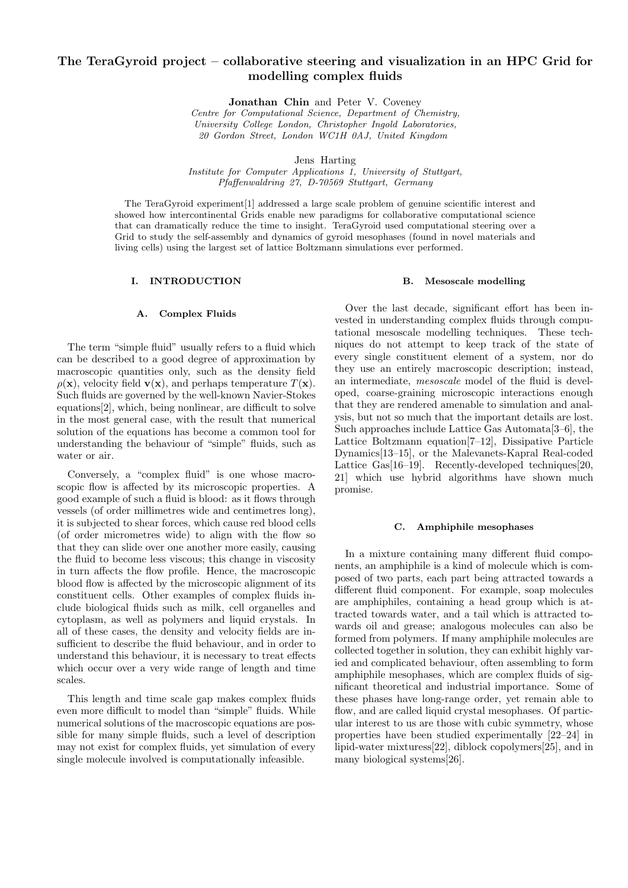# The TeraGyroid project – collaborative steering and visualization in an HPC Grid for modelling complex fluids

**Jonathan Chin** and Peter V. Coveney

*Centre for Computational Science, Department of Chemistry, University College London, Christopher Ingold Laboratories, 20 Gordon Street, London WC1H 0AJ, United Kingdom*

Jens Harting

*Institute for Computer Applications 1, University of Stuttgart, Pfaffenwaldring 27, D-70569 Stuttgart, Germany*

The TeraGyroid experiment[1] addressed a large scale problem of genuine scientific interest and showed how intercontinental Grids enable new paradigms for collaborative computational science that can dramatically reduce the time to insight. TeraGyroid used computational steering over a Grid to study the self-assembly and dynamics of gyroid mesophases (found in novel materials and living cells) using the largest set of lattice Boltzmann simulations ever performed.

## I. INTRODUCTION

### A. Complex Fluids

The term "simple fluid" usually refers to a fluid which can be described to a good degree of approximation by macroscopic quantities only, such as the density field $\rho(\mathbf{x})$, velocity field $\mathbf{v}(\mathbf{x})$, and perhaps temperature $T(\mathbf{x})$. Such fluids are governed by the well-known Navier-Stokes equations[2], which, being nonlinear, are difficult to solve in the most general case, with the result that numerical solution of the equations has become a common tool for understanding the behaviour of "simple" fluids, such as water or air.

Conversely, a "complex fluid" is one whose macroscopic flow is affected by its microscopic properties. A good example of such a fluid is blood: as it flows through vessels (of order millimetres wide and centimetres long), it is subjected to shear forces, which cause red blood cells (of order micrometres wide) to align with the flow so that they can slide over one another more easily, causing the fluid to become less viscous; this change in viscosity in turn affects the flow profile. Hence, the macroscopic blood flow is affected by the microscopic alignment of its constituent cells. Other examples of complex fluids include biological fluids such as milk, cell organelles and cytoplasm, as well as polymers and liquid crystals. In all of these cases, the density and velocity fields are insufficient to describe the fluid behaviour, and in order to understand this behaviour, it is necessary to treat effects which occur over a very wide range of length and time scales.

This length and time scale gap makes complex fluids even more difficult to model than "simple" fluids. While numerical solutions of the macroscopic equations are possible for many simple fluids, such a level of description may not exist for complex fluids, yet simulation of every single molecule involved is computationally infeasible.

### B. Mesoscale modelling

Over the last decade, significant effort has been invested in understanding complex fluids through computational mesoscale modelling techniques. These techniques do not attempt to keep track of the state of every single constituent element of a system, nor do they use an entirely macroscopic description; instead, an intermediate, *mesoscale* model of the fluid is developed, coarse-graining microscopic interactions enough that they are rendered amenable to simulation and analysis, but not so much that the important details are lost. Such approaches include Lattice Gas Automata[3–6], the Lattice Boltzmann equation[7–12], Dissipative Particle Dynamics[13–15], or the Malevanets-Kapral Real-coded Lattice Gas[16–19]. Recently-developed techniques[20, 21] which use hybrid algorithms have shown much promise.

### C. Amphiphile mesophases

In a mixture containing many different fluid components, an amphiphile is a kind of molecule which is composed of two parts, each part being attracted towards a different fluid component. For example, soap molecules are amphiphiles, containing a head group which is attracted towards water, and a tail which is attracted towards oil and grease; analogous molecules can also be formed from polymers. If many amphiphile molecules are collected together in solution, they can exhibit highly varied and complicated behaviour, often assembling to form amphiphile mesophases, which are complex fluids of significant theoretical and industrial importance. Some of these phases have long-range order, yet remain able to flow, and are called liquid crystal mesophases. Of particular interest to us are those with cubic symmetry, whose properties have been studied experimentally [22–24] in lipid-water mixturess[22], diblock copolymers[25], and in many biological systems[26].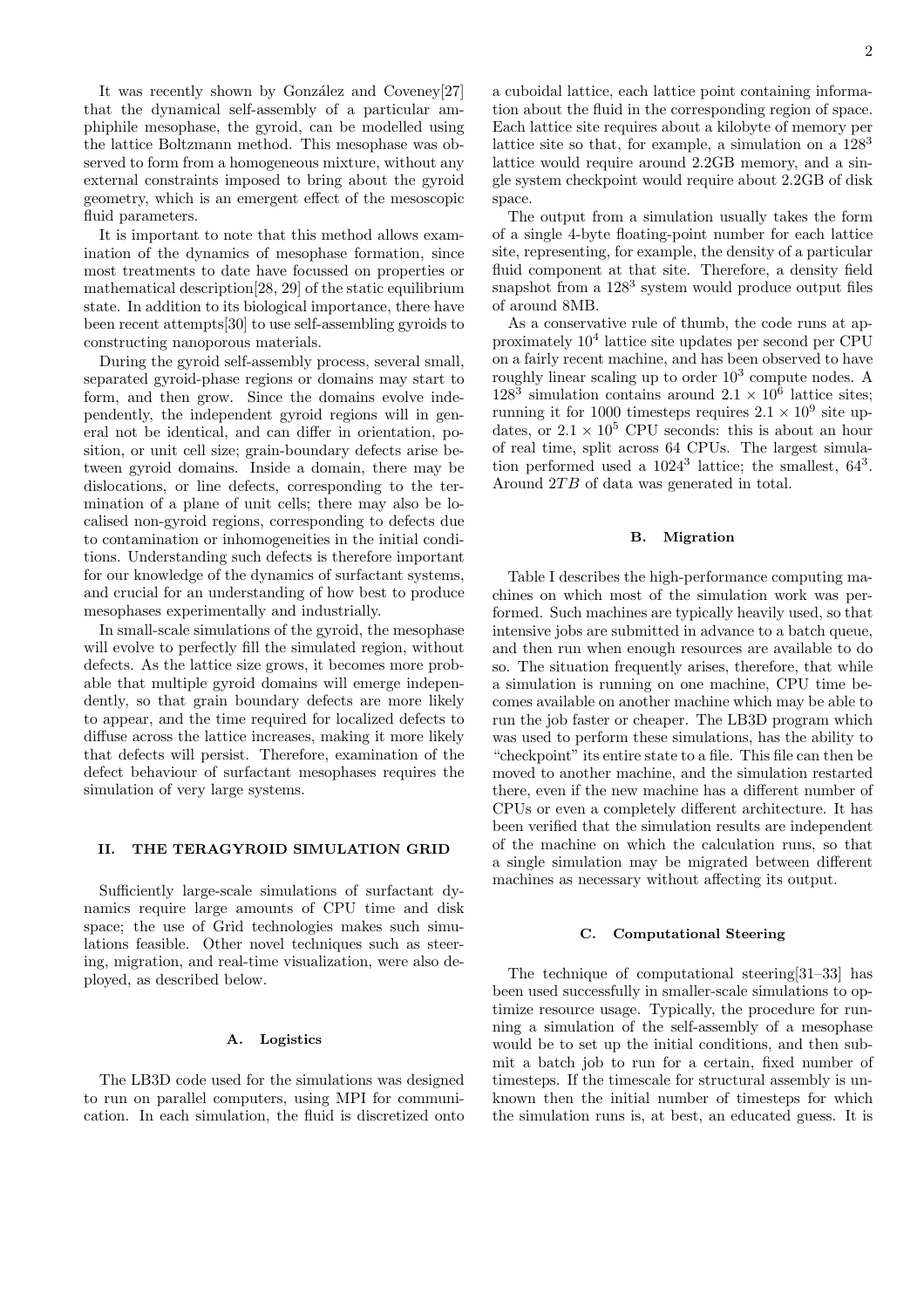It was recently shown by González and Coveney[27] that the dynamical self-assembly of a particular amphiphile mesophase, the gyroid, can be modelled using the lattice Boltzmann method. This mesophase was observed to form from a homogeneous mixture, without any external constraints imposed to bring about the gyroid geometry, which is an emergent effect of the mesoscopic fluid parameters.

It is important to note that this method allows examination of the dynamics of mesophase formation, since most treatments to date have focussed on properties or mathematical description[28, 29] of the static equilibrium state. In addition to its biological importance, there have been recent attempts[30] to use self-assembling gyroids to constructing nanoporous materials.

During the gyroid self-assembly process, several small, separated gyroid-phase regions or domains may start to form, and then grow. Since the domains evolve independently, the independent gyroid regions will in general not be identical, and can differ in orientation, position, or unit cell size; grain-boundary defects arise between gyroid domains. Inside a domain, there may be dislocations, or line defects, corresponding to the termination of a plane of unit cells; there may also be localised non-gyroid regions, corresponding to defects due to contamination or inhomogeneities in the initial conditions. Understanding such defects is therefore important for our knowledge of the dynamics of surfactant systems, and crucial for an understanding of how best to produce mesophases experimentally and industrially.

In small-scale simulations of the gyroid, the mesophase will evolve to perfectly fill the simulated region, without defects. As the lattice size grows, it becomes more probable that multiple gyroid domains will emerge independently, so that grain boundary defects are more likely to appear, and the time required for localized defects to diffuse across the lattice increases, making it more likely that defects will persist. Therefore, examination of the defect behaviour of surfactant mesophases requires the simulation of very large systems.

## II. THE TERAGYROID SIMULATION GRID

Sufficiently large-scale simulations of surfactant dynamics require large amounts of CPU time and disk space; the use of Grid technologies makes such simulations feasible. Other novel techniques such as steering, migration, and real-time visualization, were also deployed, as described below.

### A. Logistics

The LB3D code used for the simulations was designed to run on parallel computers, using MPI for communication. In each simulation, the fluid is discretized onto a cuboidal lattice, each lattice point containing information about the fluid in the corresponding region of space. Each lattice site requires about a kilobyte of memory per lattice site so that, for example, a simulation on a $128^3$ lattice would require around 2.2GB memory, and a single system checkpoint would require about 2.2GB of disk space.

The output from a simulation usually takes the form of a single 4-byte floating-point number for each lattice site, representing, for example, the density of a particular fluid component at that site. Therefore, a density field snapshot from a $128^3$ system would produce output files of around 8MB.

As a conservative rule of thumb, the code runs at approximately $10^4$ lattice site updates per second per CPU on a fairly recent machine, and has been observed to have roughly linear scaling up to order $10^3$ compute nodes. A $128^3$ simulation contains around $2.1 \times 10^6$ lattice sites; running it for 1000 timesteps requires $2.1 \times 10^9$ site updates, or $2.1 \times 10^5$ CPU seconds: this is about an hour of real time, split across 64 CPUs. The largest simulation performed used a $1024^3$ lattice; the smallest, $64^3$. Around $2TB$ of data was generated in total.

### B. Migration

Table I describes the high-performance computing machines on which most of the simulation work was performed. Such machines are typically heavily used, so that intensive jobs are submitted in advance to a batch queue, and then run when enough resources are available to do so. The situation frequently arises, therefore, that while a simulation is running on one machine, CPU time becomes available on another machine which may be able to run the job faster or cheaper. The LB3D program which was used to perform these simulations, has the ability to "checkpoint" its entire state to a file. This file can then be moved to another machine, and the simulation restarted there, even if the new machine has a different number of CPUs or even a completely different architecture. It has been verified that the simulation results are independent of the machine on which the calculation runs, so that a single simulation may be migrated between different machines as necessary without affecting its output.

### C. Computational Steering

The technique of computational steering[31–33] has been used successfully in smaller-scale simulations to optimize resource usage. Typically, the procedure for running a simulation of the self-assembly of a mesophase would be to set up the initial conditions, and then submit a batch job to run for a certain, fixed number of timesteps. If the timescale for structural assembly is unknown then the initial number of timesteps for which the simulation runs is, at best, an educated guess. It is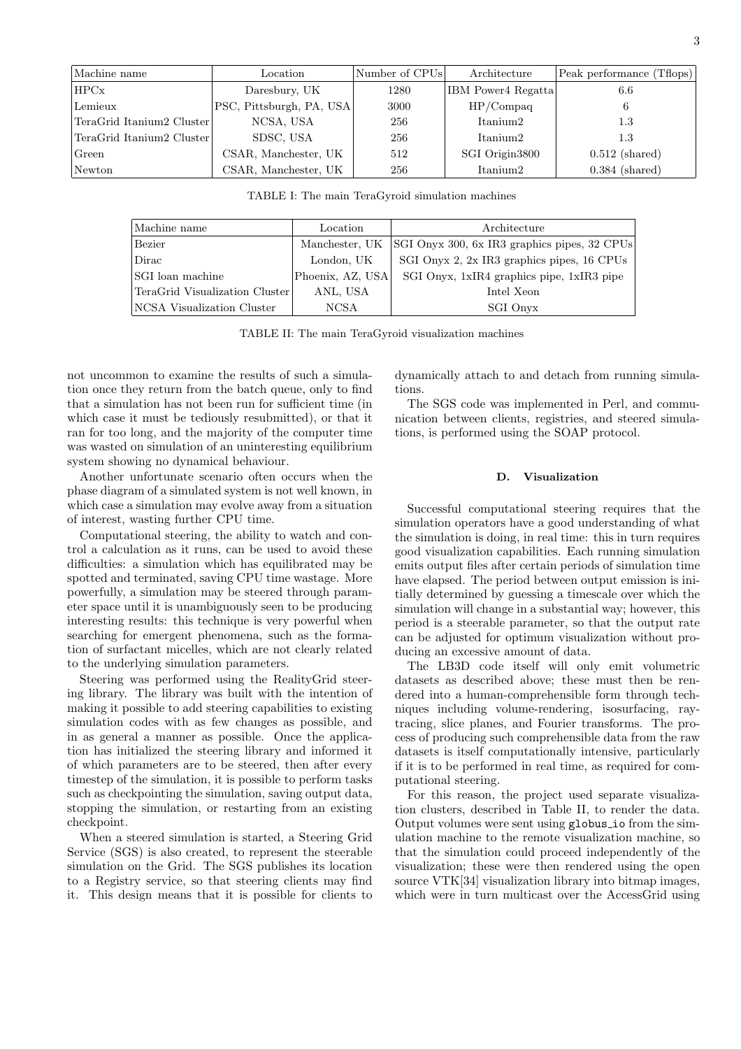| Machine name | Location | Number of CPUs | Architecture | Peak performance (Tflops) |
| --- | --- | --- | --- | --- |
| HPCx | Daresbury, UK | 1280 | IBM Power4 Regatta | 6.6 |
| Lemieux | PSC, Pittsburgh, PA, USA | 3000 | HP/Compaq | 6 |
| TeraGrid Itanium2 Cluster | NCSA, USA | 256 | Itanium2 | 1.3 |
| TeraGrid Itanium2 Cluster | SDSC, USA | 256 | Itanium2 | 1.3 |
| Green | CSAR, Manchester, UK | 512 | SGI Origin3800 | 0.512 (shared) |
| Newton | CSAR, Manchester, UK | 256 | Itanium2 | 0.384 (shared) |

TABLE I: The main TeraGyroid simulation machines

| Machine name | Location | Architecture |
| --- | --- | --- |
| Bezier | Manchester, UK | SGI Onyx 300, 6x IR3 graphics pipes, 32 CPUs |
| Dirac | London, UK | SGI Onyx 2, 2x IR3 graphics pipes, 16 CPUs |
| SGI loan machine | Phoenix, AZ, USA | SGI Onyx, 1xIR4 graphics pipe, 1xIR3 pipe |
| TeraGrid Visualization Cluster | ANL, USA | Intel Xeon |
| NCSA Visualization Cluster | NCSA | SGI Onyx |

TABLE II: The main TeraGyroid visualization machines

not uncommon to examine the results of such a simulation once they return from the batch queue, only to find that a simulation has not been run for sufficient time (in which case it must be tediously resubmitted), or that it ran for too long, and the majority of the computer time was wasted on simulation of an uninteresting equilibrium system showing no dynamical behaviour.

Another unfortunate scenario often occurs when the phase diagram of a simulated system is not well known, in which case a simulation may evolve away from a situation of interest, wasting further CPU time.

Computational steering, the ability to watch and control a calculation as it runs, can be used to avoid these difficulties: a simulation which has equilibrated may be spotted and terminated, saving CPU time wastage. More powerfully, a simulation may be steered through parameter space until it is unambiguously seen to be producing interesting results: this technique is very powerful when searching for emergent phenomena, such as the formation of surfactant micelles, which are not clearly related to the underlying simulation parameters.

Steering was performed using the RealityGrid steering library. The library was built with the intention of making it possible to add steering capabilities to existing simulation codes with as few changes as possible, and in as general a manner as possible. Once the application has initialized the steering library and informed it of which parameters are to be steered, then after every timestep of the simulation, it is possible to perform tasks such as checkpointing the simulation, saving output data, stopping the simulation, or restarting from an existing checkpoint.

When a steered simulation is started, a Steering Grid Service (SGS) is also created, to represent the steerable simulation on the Grid. The SGS publishes its location to a Registry service, so that steering clients may find it. This design means that it is possible for clients to dynamically attach to and detach from running simulations.

The SGS code was implemented in Perl, and communication between clients, registries, and steered simulations, is performed using the SOAP protocol.

### D. Visualization

Successful computational steering requires that the simulation operators have a good understanding of what the simulation is doing, in real time: this in turn requires good visualization capabilities. Each running simulation emits output files after certain periods of simulation time have elapsed. The period between output emission is initially determined by guessing a timescale over which the simulation will change in a substantial way; however, this period is a steerable parameter, so that the output rate can be adjusted for optimum visualization without producing an excessive amount of data.

The LB3D code itself will only emit volumetric datasets as described above; these must then be rendered into a human-comprehensible form through techniques including volume-rendering, isosurfacing, raytracing, slice planes, and Fourier transforms. The process of producing such comprehensible data from the raw datasets is itself computationally intensive, particularly if it is to be performed in real time, as required for computational steering.

For this reason, the project used separate visualization clusters, described in Table II, to render the data. Output volumes were sent using `globus_io` from the simulation machine to the remote visualization machine, so that the simulation could proceed independently of the visualization; these were then rendered using the open source VTK[34] visualization library into bitmap images, which were in turn multicast over the AccessGrid using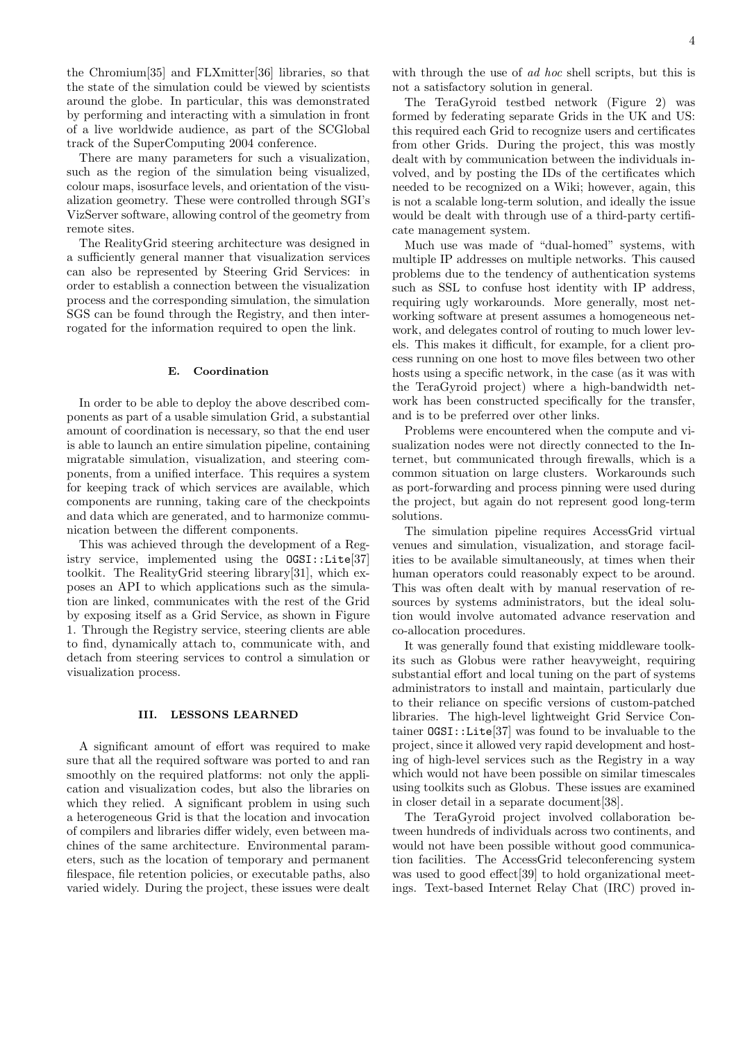the Chromium[35] and FLXmitter[36] libraries, so that the state of the simulation could be viewed by scientists around the globe. In particular, this was demonstrated by performing and interacting with a simulation in front of a live worldwide audience, as part of the SCGlobal track of the SuperComputing 2004 conference.

There are many parameters for such a visualization, such as the region of the simulation being visualized, colour maps, isosurface levels, and orientation of the visualization geometry. These were controlled through SGI's VizServer software, allowing control of the geometry from remote sites.

The RealityGrid steering architecture was designed in a sufficiently general manner that visualization services can also be represented by Steering Grid Services: in order to establish a connection between the visualization process and the corresponding simulation, the simulation SGS can be found through the Registry, and then interrogated for the information required to open the link.

### E. Coordination

In order to be able to deploy the above described components as part of a usable simulation Grid, a substantial amount of coordination is necessary, so that the end user is able to launch an entire simulation pipeline, containing migratable simulation, visualization, and steering components, from a unified interface. This requires a system for keeping track of which services are available, which components are running, taking care of the checkpoints and data which are generated, and to harmonize communication between the different components.

This was achieved through the development of a Registry service, implemented using the `OGSI::Lite`[37] toolkit. The RealityGrid steering library[31], which exposes an API to which applications such as the simulation are linked, communicates with the rest of the Grid by exposing itself as a Grid Service, as shown in Figure 1. Through the Registry service, steering clients are able to find, dynamically attach to, communicate with, and detach from steering services to control a simulation or visualization process.

## III. LESSONS LEARNED

A significant amount of effort was required to make sure that all the required software was ported to and ran smoothly on the required platforms: not only the application and visualization codes, but also the libraries on which they relied. A significant problem in using such a heterogeneous Grid is that the location and invocation of compilers and libraries differ widely, even between machines of the same architecture. Environmental parameters, such as the location of temporary and permanent filespace, file retention policies, or executable paths, also varied widely. During the project, these issues were dealt with through the use of *ad hoc* shell scripts, but this is not a satisfactory solution in general.

The TeraGyroid testbed network (Figure 2) was formed by federating separate Grids in the UK and US: this required each Grid to recognize users and certificates from other Grids. During the project, this was mostly dealt with by communication between the individuals involved, and by posting the IDs of the certificates which needed to be recognized on a Wiki; however, again, this is not a scalable long-term solution, and ideally the issue would be dealt with through use of a third-party certificate management system.

Much use was made of "dual-homed" systems, with multiple IP addresses on multiple networks. This caused problems due to the tendency of authentication systems such as SSL to confuse host identity with IP address, requiring ugly workarounds. More generally, most networking software at present assumes a homogeneous network, and delegates control of routing to much lower levels. This makes it difficult, for example, for a client process running on one host to move files between two other hosts using a specific network, in the case (as it was with the TeraGyroid project) where a high-bandwidth network has been constructed specifically for the transfer, and is to be preferred over other links.

Problems were encountered when the compute and visualization nodes were not directly connected to the Internet, but communicated through firewalls, which is a common situation on large clusters. Workarounds such as port-forwarding and process pinning were used during the project, but again do not represent good long-term solutions.

The simulation pipeline requires AccessGrid virtual venues and simulation, visualization, and storage facilities to be available simultaneously, at times when their human operators could reasonably expect to be around. This was often dealt with by manual reservation of resources by systems administrators, but the ideal solution would involve automated advance reservation and co-allocation procedures.

It was generally found that existing middleware toolkits such as Globus were rather heavyweight, requiring substantial effort and local tuning on the part of systems administrators to install and maintain, particularly due to their reliance on specific versions of custom-patched libraries. The high-level lightweight Grid Service Container `OGSI::Lite`[37] was found to be invaluable to the project, since it allowed very rapid development and hosting of high-level services such as the Registry in a way which would not have been possible on similar timescales using toolkits such as Globus. These issues are examined in closer detail in a separate document[38].

The TeraGyroid project involved collaboration between hundreds of individuals across two continents, and would not have been possible without good communication facilities. The AccessGrid teleconferencing system was used to good effect[39] to hold organizational meetings. Text-based Internet Relay Chat (IRC) proved in-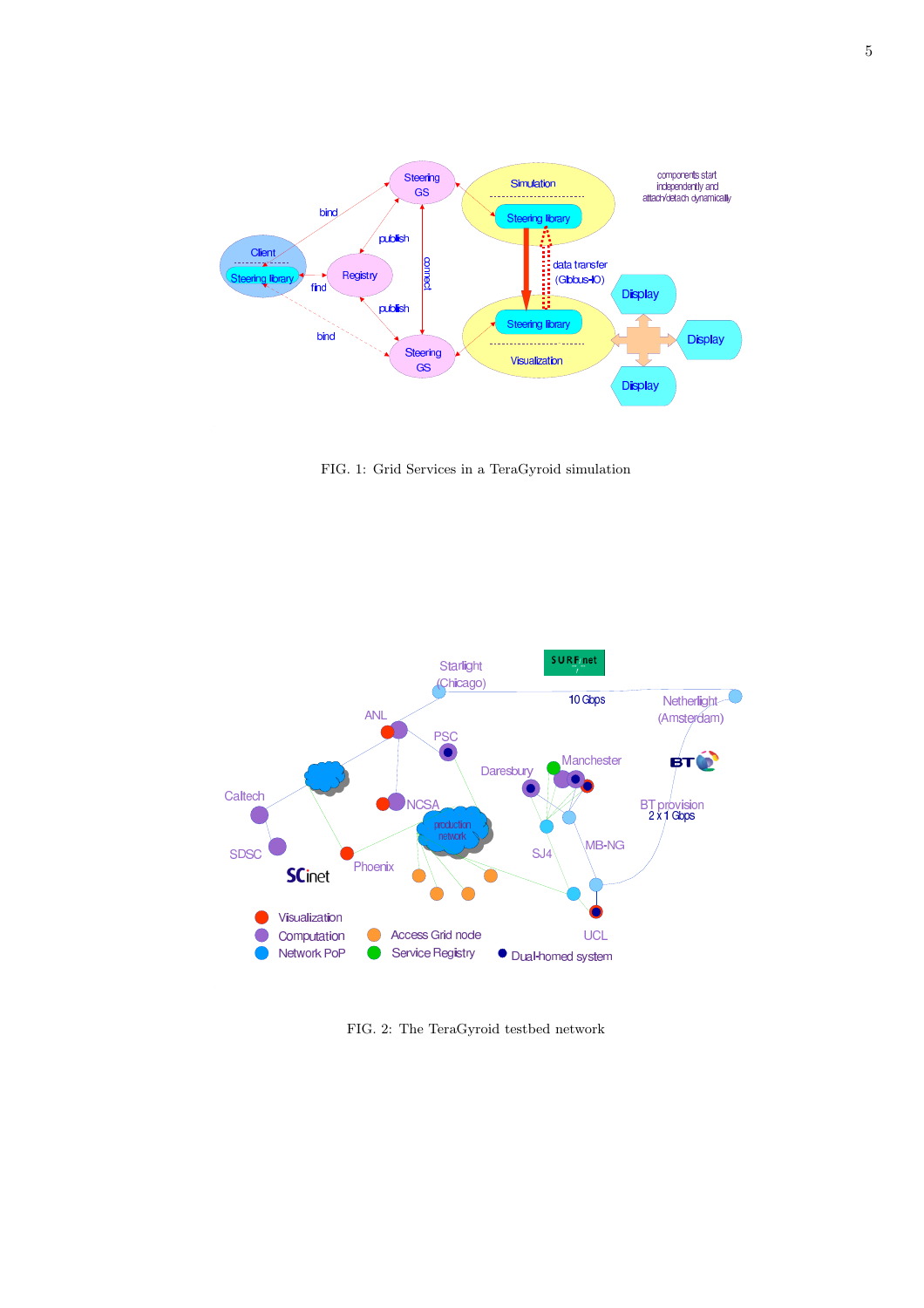FIG. 1: Grid Services in a TeraGyroid simulation

FIG. 2: The TeraGyroid testbed network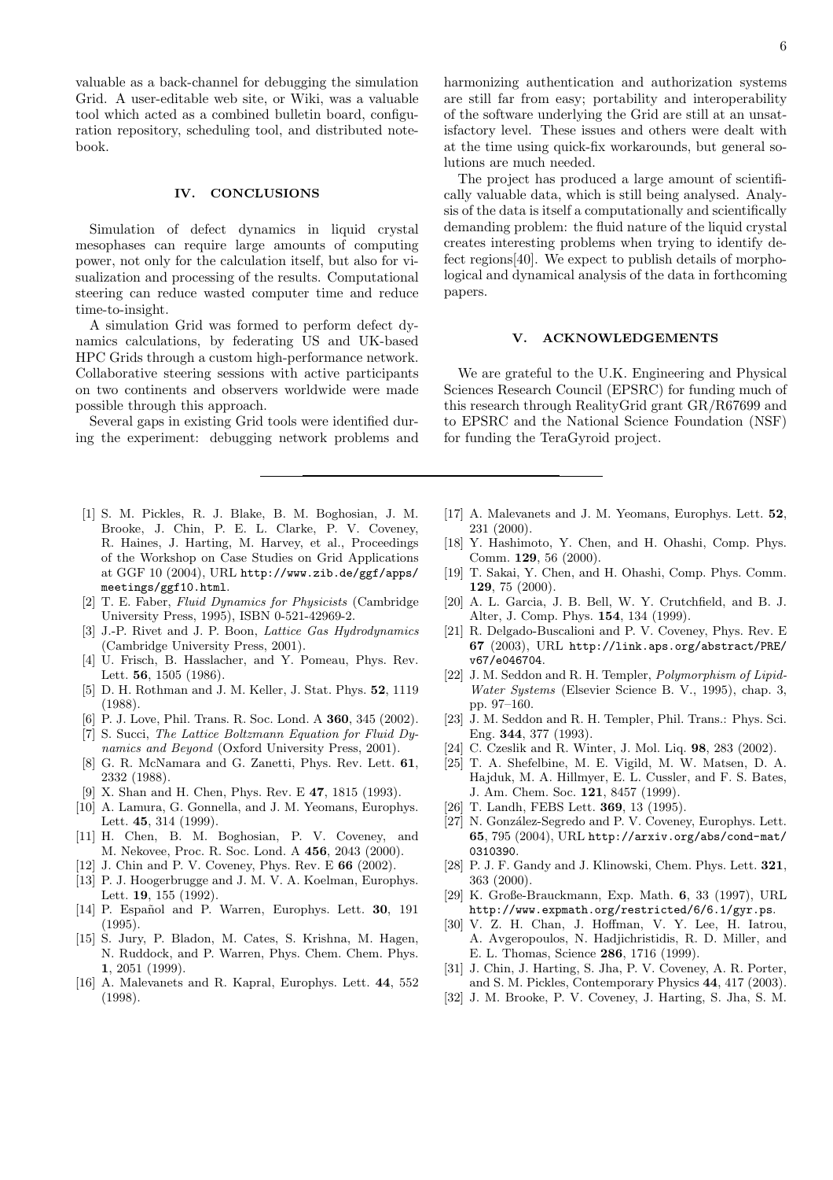valuable as a back-channel for debugging the simulation Grid. A user-editable web site, or Wiki, was a valuable tool which acted as a combined bulletin board, configuration repository, scheduling tool, and distributed notebook.

## IV. CONCLUSIONS

Simulation of defect dynamics in liquid crystal mesophases can require large amounts of computing power, not only for the calculation itself, but also for visualization and processing of the results. Computational steering can reduce wasted computer time and reduce time-to-insight.

A simulation Grid was formed to perform defect dynamics calculations, by federating US and UK-based HPC Grids through a custom high-performance network. Collaborative steering sessions with active participants on two continents and observers worldwide were made possible through this approach.

Several gaps in existing Grid tools were identified during the experiment: debugging network problems and harmonizing authentication and authorization systems are still far from easy; portability and interoperability of the software underlying the Grid are still at an unsatisfactory level. These issues and others were dealt with at the time using quick-fix workarounds, but general solutions are much needed.

The project has produced a large amount of scientifically valuable data, which is still being analysed. Analysis of the data is itself a computationally and scientifically demanding problem: the fluid nature of the liquid crystal creates interesting problems when trying to identify defect regions[40]. We expect to publish details of morphological and dynamical analysis of the data in forthcoming papers.

## V. ACKNOWLEDGEMENTS

We are grateful to the U.K. Engineering and Physical Sciences Research Council (EPSRC) for funding much of this research through RealityGrid grant GR/R67699 and to EPSRC and the National Science Foundation (NSF) for funding the TeraGyroid project.

---

[1] S. M. Pickles, R. J. Blake, B. M. Boghosian, J. M. Brooke, J. Chin, P. E. L. Clarke, P. V. Coveney, R. Haines, J. Harting, M. Harvey, et al., Proceedings of the Workshop on Case Studies on Grid Applications at GGF 10 (2004), URL http://www.zib.de/ggf/apps/meetings/ggf10.html.

[2] T. E. Faber, *Fluid Dynamics for Physicists* (Cambridge University Press, 1995), ISBN 0-521-42969-2.

[3] J.-P. Rivet and J. P. Boon, *Lattice Gas Hydrodynamics* (Cambridge University Press, 2001).

[4] U. Frisch, B. Hasslacher, and Y. Pomeau, Phys. Rev. Lett. **56**, 1505 (1986).

[5] D. H. Rothman and J. M. Keller, J. Stat. Phys. **52**, 1119 (1988).

[6] P. J. Love, Phil. Trans. R. Soc. Lond. A **360**, 345 (2002).

[7] S. Succi, *The Lattice Boltzmann Equation for Fluid Dynamics and Beyond* (Oxford University Press, 2001).

[8] G. R. McNamara and G. Zanetti, Phys. Rev. Lett. **61**, 2332 (1988).

[9] X. Shan and H. Chen, Phys. Rev. E **47**, 1815 (1993).

[10] A. Lamura, G. Gonnella, and J. M. Yeomans, Europhys. Lett. **45**, 314 (1999).

[11] H. Chen, B. M. Boghosian, P. V. Coveney, and M. Nekovee, Proc. R. Soc. Lond. A **456**, 2043 (2000).

[12] J. Chin and P. V. Coveney, Phys. Rev. E **66** (2002).

[13] P. J. Hoogerbrugge and J. M. V. A. Koelman, Europhys. Lett. **19**, 155 (1992).

[14] P. Español and P. Warren, Europhys. Lett. **30**, 191 (1995).

[15] S. Jury, P. Bladon, M. Cates, S. Krishna, M. Hagen, N. Ruddock, and P. Warren, Phys. Chem. Chem. Phys. **1**, 2051 (1999).

[16] A. Malevanets and R. Kapral, Europhys. Lett. **44**, 552 (1998).

[17] A. Malevanets and J. M. Yeomans, Europhys. Lett. **52**, 231 (2000).

[18] Y. Hashimoto, Y. Chen, and H. Ohashi, Comp. Phys. Comm. **129**, 56 (2000).

[19] T. Sakai, Y. Chen, and H. Ohashi, Comp. Phys. Comm. **129**, 75 (2000).

[20] A. L. Garcia, J. B. Bell, W. Y. Crutchfield, and B. J. Alter, J. Comp. Phys. **154**, 134 (1999).

[21] R. Delgado-Buscalioni and P. V. Coveney, Phys. Rev. E **67** (2003), URL http://link.aps.org/abstract/PRE/v67/e046704.

[22] J. M. Seddon and R. H. Templer, *Polymorphism of Lipid-Water Systems* (Elsevier Science B. V., 1995), chap. 3, pp. 97–160.

[23] J. M. Seddon and R. H. Templer, Phil. Trans.: Phys. Sci. Eng. **344**, 377 (1993).

[24] C. Czeslik and R. Winter, J. Mol. Liq. **98**, 283 (2002).

[25] T. A. Shefelbine, M. E. Vigild, M. W. Matsen, D. A. Hajduk, M. A. Hillmyer, E. L. Cussler, and F. S. Bates, J. Am. Chem. Soc. **121**, 8457 (1999).

[26] T. Landh, FEBS Lett. **369**, 13 (1995).

[27] N. González-Segredo and P. V. Coveney, Europhys. Lett. **65**, 795 (2004), URL http://arxiv.org/abs/cond-mat/0310390.

[28] P. J. F. Gandy and J. Klinowski, Chem. Phys. Lett. **321**, 363 (2000).

[29] K. Große-Brauckmann, Exp. Math. **6**, 33 (1997), URL http://www.expmath.org/restricted/6/6.1/gyr.ps.

[30] V. Z. H. Chan, J. Hoffman, V. Y. Lee, H. Iatrou, A. Avgeropoulos, N. Hadjichristidis, R. D. Miller, and E. L. Thomas, Science **286**, 1716 (1999).

[31] J. Chin, J. Harting, S. Jha, P. V. Coveney, A. R. Porter, and S. M. Pickles, Contemporary Physics **44**, 417 (2003).

[32] J. M. Brooke, P. V. Coveney, J. Harting, S. Jha, S. M.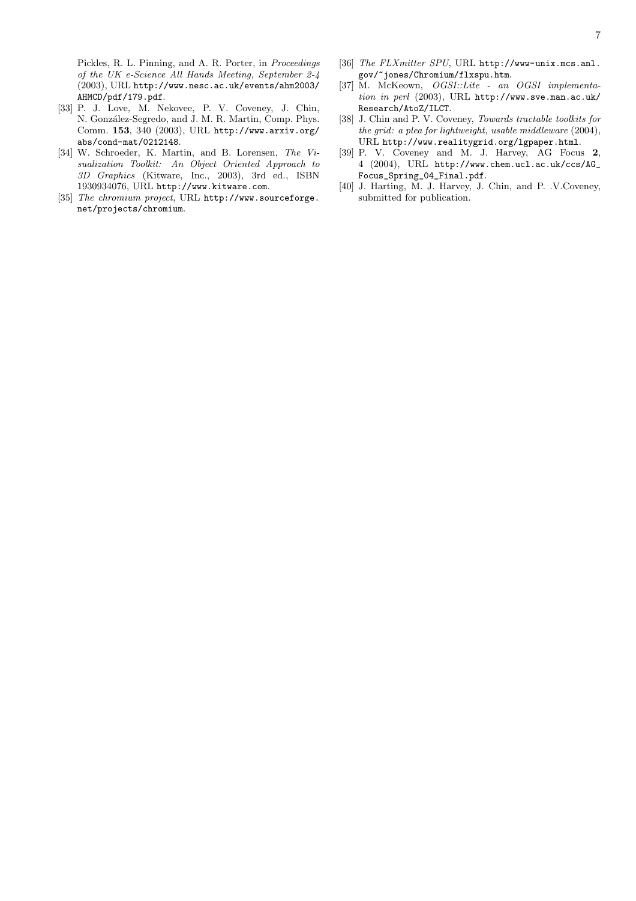Pickles, R. L. Pinning, and A. R. Porter, in *Proceedings of the UK e-Science All Hands Meeting, September 2-4* (2003), URL http://www.nesc.ac.uk/events/ahm2003/AHMCD/pdf/179.pdf.

[33] P. J. Love, M. Nekovee, P. V. Coveney, J. Chin, N. González-Segredo, and J. M. R. Martin, Comp. Phys. Comm. **153**, 340 (2003), URL http://www.arxiv.org/abs/cond-mat/0212148.

[34] W. Schroeder, K. Martin, and B. Lorensen, *The Visualization Toolkit: An Object Oriented Approach to 3D Graphics* (Kitware, Inc., 2003), 3rd ed., ISBN 1930934076, URL http://www.kitware.com.

[35] *The chromium project*, URL http://www.sourceforge.net/projects/chromium.

[36] *The FLXmitter SPU*, URL http://www-unix.mcs.anl.gov/~jones/Chromium/flxspu.htm.

[37] M. McKeown, *OGSI::Lite - an OGSI implementation in perl* (2003), URL http://www.sve.man.ac.uk/Research/AtoZ/ILCT.

[38] J. Chin and P. V. Coveney, *Towards tractable toolkits for the grid: a plea for lightweight, usable middleware* (2004), URL http://www.realitygrid.org/lgpaper.html.

[39] P. V. Coveney and M. J. Harvey, AG Focus **2**, 4 (2004), URL http://www.chem.ucl.ac.uk/ccs/AG_Focus_Spring_04_Final.pdf.

[40] J. Harting, M. J. Harvey, J. Chin, and P. .V.Coveney, submitted for publication.